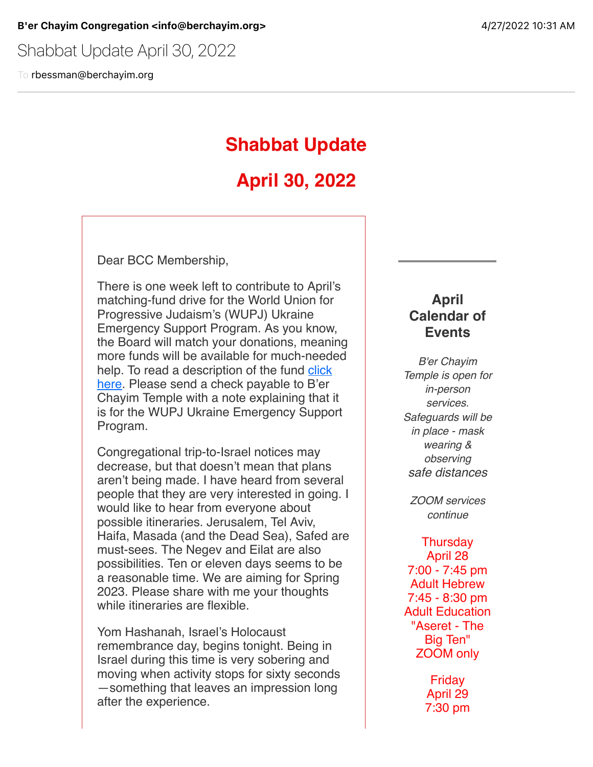**B'er Chayim Congregation <info@berchayim.org>** 4/27/2022 10:31 AM

Shabbat Update April 30, 2022

To rbessman@berchayim.org

# Shabbat Update

# April 30, 2022

Dear BCC Membership,

There is one week left to contribute to April's matching-fund drive for the World Union for Progressive Judaism's (WUPJ) Ukraine Emergency Support Program. As you know, the Board will match your donations, meaning more funds will be available for much-needed help. To read a description of the fund click here. Please send a check payable to B'er Chayim Temple with a note explaining that it is for the WUPJ Ukraine Emergency Support Program.

Congregational trip-to-Israel notices may decrease, but that doesn't mean that plans aren't being made. I have heard from several people that they are very interested in going. I would like to hear from everyone about possible itineraries. Jerusalem, Tel Aviv, Haifa, Masada (and the Dead Sea), Safed are must-sees. The Negev and Eilat are also possibilities. Ten or eleven days seems to be a reasonable time. We are aiming for Spring 2023. Please share with me your thoughts while itineraries are flexible.

Yom Hashanah, Israel's Holocaust remembrance day, begins tonight. Being in Israel during this time is very sobering and moving when activity stops for sixty seconds—something that leaves an impression long after the experience.

## April Calendar of Events

*B'er Chayim Temple is open for in-person services. Safeguards will be in place - mask wearing & observing safe distances*

*ZOOM services continue*

Thursday
April 28
7:00 - 7:45 pm
Adult Hebrew
7:45 - 8:30 pm
Adult Education
"Aseret - The Big Ten"
ZOOM only

Friday
April 29
7:30 pm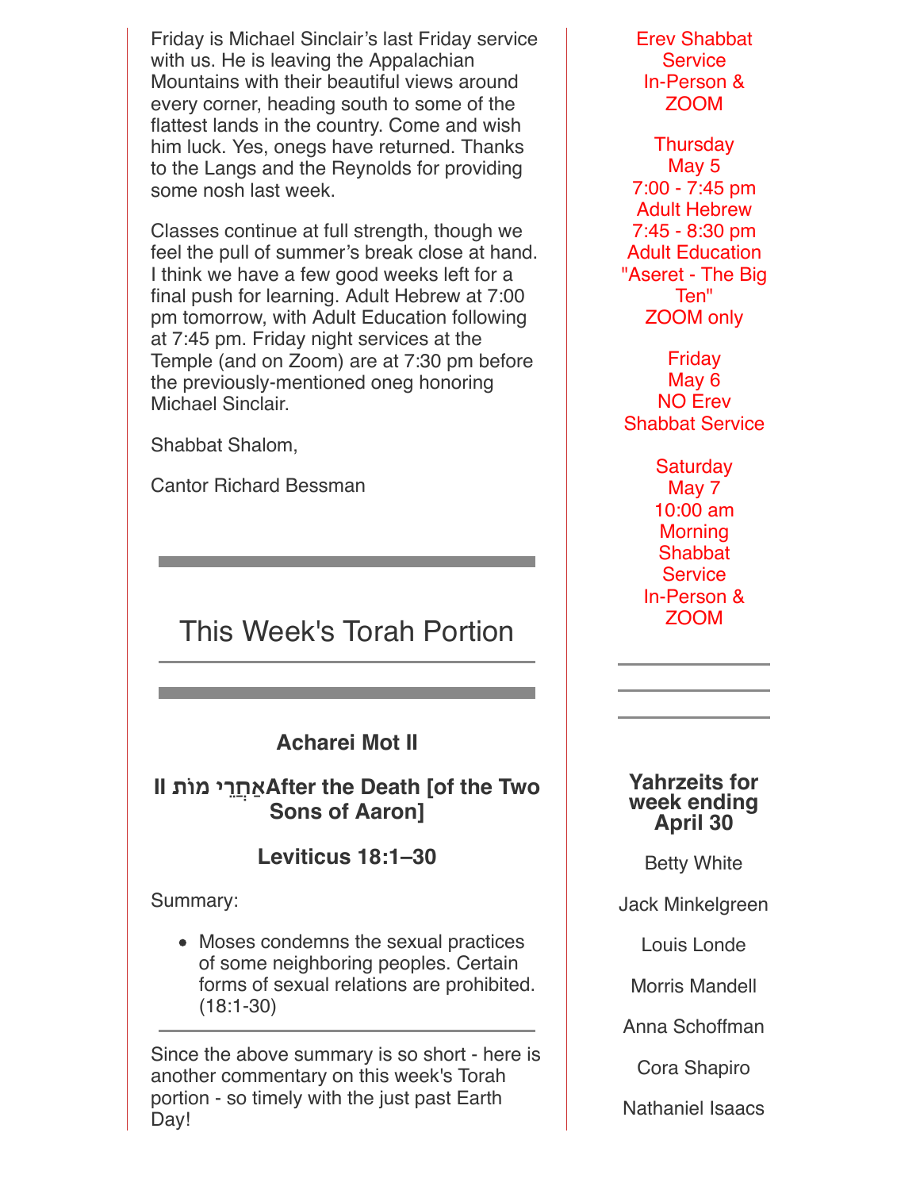Friday is Michael Sinclair's last Friday service with us. He is leaving the Appalachian Mountains with their beautiful views around every corner, heading south to some of the flattest lands in the country. Come and wish him luck. Yes, onegs have returned. Thanks to the Langs and the Reynolds for providing some nosh last week.

Classes continue at full strength, though we feel the pull of summer's break close at hand. I think we have a few good weeks left for a final push for learning. Adult Hebrew at 7:00 pm tomorrow, with Adult Education following at 7:45 pm. Friday night services at the Temple (and on Zoom) are at 7:30 pm before the previously-mentioned oneg honoring Michael Sinclair.

Shabbat Shalom,

Cantor Richard Bessman

---

## This Week's Torah Portion

---

### Acharei Mot II

### אַחֲרֵי מוֹת II After the Death [of the Two Sons of Aaron]

### Leviticus 18:1–30

Summary:

- Moses condemns the sexual practices of some neighboring peoples. Certain forms of sexual relations are prohibited. (18:1-30)

---

Since the above summary is so short - here is another commentary on this week's Torah portion - so timely with the just past Earth Day!

Erev Shabbat Service
In-Person &
ZOOM

Thursday
May 5
7:00 - 7:45 pm
Adult Hebrew
7:45 - 8:30 pm
Adult Education
"Aseret - The Big Ten"
ZOOM only

Friday
May 6
NO Erev Shabbat Service

Saturday
May 7
10:00 am
Morning Shabbat Service
In-Person &
ZOOM

---

### Yahrzeits for week ending April 30

Betty White

Jack Minkelgreen

Louis Londe

Morris Mandell

Anna Schoffman

Cora Shapiro

Nathaniel Isaacs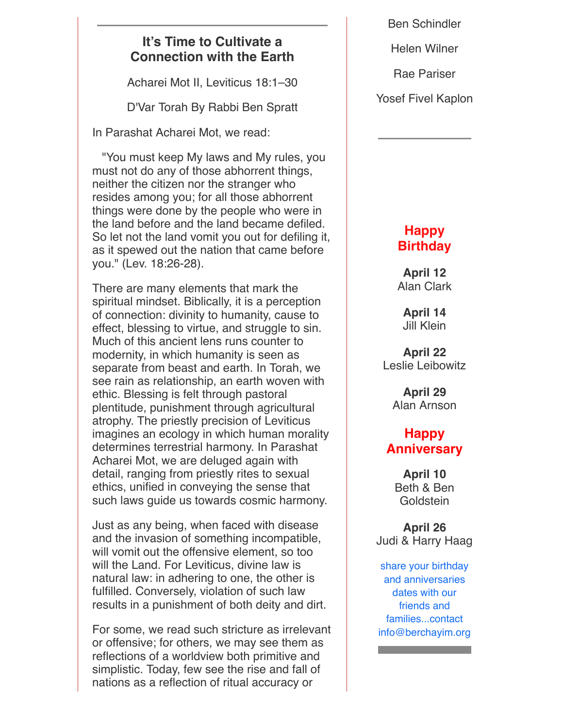## It's Time to Cultivate a Connection with the Earth

Acharei Mot II, Leviticus 18:1–30

D'Var Torah By Rabbi Ben Spratt

In Parashat Acharei Mot, we read:

"You must keep My laws and My rules, you must not do any of those abhorrent things, neither the citizen nor the stranger who resides among you; for all those abhorrent things were done by the people who were in the land before and the land became defiled. So let not the land vomit you out for defiling it, as it spewed out the nation that came before you." (Lev. 18:26-28).

There are many elements that mark the spiritual mindset. Biblically, it is a perception of connection: divinity to humanity, cause to effect, blessing to virtue, and struggle to sin. Much of this ancient lens runs counter to modernity, in which humanity is seen as separate from beast and earth. In Torah, we see rain as relationship, an earth woven with ethic. Blessing is felt through pastoral plentitude, punishment through agricultural atrophy. The priestly precision of Leviticus imagines an ecology in which human morality determines terrestrial harmony. In Parashat Acharei Mot, we are deluged again with detail, ranging from priestly rites to sexual ethics, unified in conveying the sense that such laws guide us towards cosmic harmony.

Just as any being, when faced with disease and the invasion of something incompatible, will vomit out the offensive element, so too will the Land. For Leviticus, divine law is natural law: in adhering to one, the other is fulfilled. Conversely, violation of such law results in a punishment of both deity and dirt.

For some, we read such stricture as irrelevant or offensive; for others, we may see them as reflections of a worldview both primitive and simplistic. Today, few see the rise and fall of nations as a reflection of ritual accuracy or

Ben Schindler

Helen Wilner

Rae Pariser

Yosef Fivel Kaplon

## Happy Birthday

**April 12**
Alan Clark

**April 14**
Jill Klein

**April 22**
Leslie Leibowitz

**April 29**
Alan Arnson

## Happy Anniversary

**April 10**
Beth & Ben Goldstein

**April 26**
Judi & Harry Haag

share your birthday and anniversaries dates with our friends and families...contact info@berchayim.org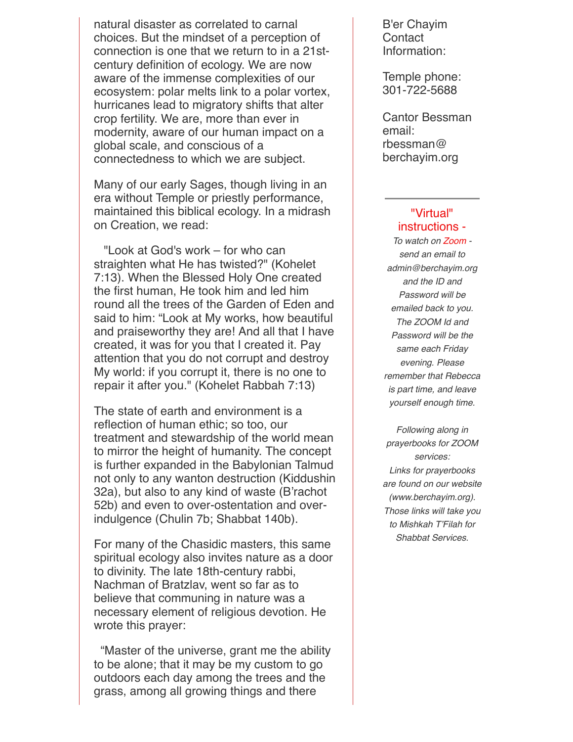natural disaster as correlated to carnal choices. But the mindset of a perception of connection is one that we return to in a 21st-century definition of ecology. We are now aware of the immense complexities of our ecosystem: polar melts link to a polar vortex, hurricanes lead to migratory shifts that alter crop fertility. We are, more than ever in modernity, aware of our human impact on a global scale, and conscious of a connectedness to which we are subject.

Many of our early Sages, though living in an era without Temple or priestly performance, maintained this biblical ecology. In a midrash on Creation, we read:

"Look at God's work – for who can straighten what He has twisted?" (Kohelet 7:13). When the Blessed Holy One created the first human, He took him and led him round all the trees of the Garden of Eden and said to him: "Look at My works, how beautiful and praiseworthy they are! And all that I have created, it was for you that I created it. Pay attention that you do not corrupt and destroy My world: if you corrupt it, there is no one to repair it after you." (Kohelet Rabbah 7:13)

The state of earth and environment is a reflection of human ethic; so too, our treatment and stewardship of the world mean to mirror the height of humanity. The concept is further expanded in the Babylonian Talmud not only to any wanton destruction (Kiddushin 32a), but also to any kind of waste (B'rachot 52b) and even to over-ostentation and over-indulgence (Chulin 7b; Shabbat 140b).

For many of the Chasidic masters, this same spiritual ecology also invites nature as a door to divinity. The late 18th-century rabbi, Nachman of Bratzlav, went so far as to believe that communing in nature was a necessary element of religious devotion. He wrote this prayer:

"Master of the universe, grant me the ability to be alone; that it may be my custom to go outdoors each day among the trees and the grass, among all growing things and there

B'er Chayim Contact Information:

Temple phone: 301-722-5688

Cantor Bessman email: rbessman@berchayim.org

---

"Virtual" instructions -

*To watch on Zoom - send an email to admin@berchayim.org and the ID and Password will be emailed back to you. The ZOOM Id and Password will be the same each Friday evening. Please remember that Rebecca is part time, and leave yourself enough time.*

*Following along in prayerbooks for ZOOM services:*
*Links for prayerbooks are found on our website (www.berchayim.org). Those links will take you to Mishkah T'Filah for Shabbat Services.*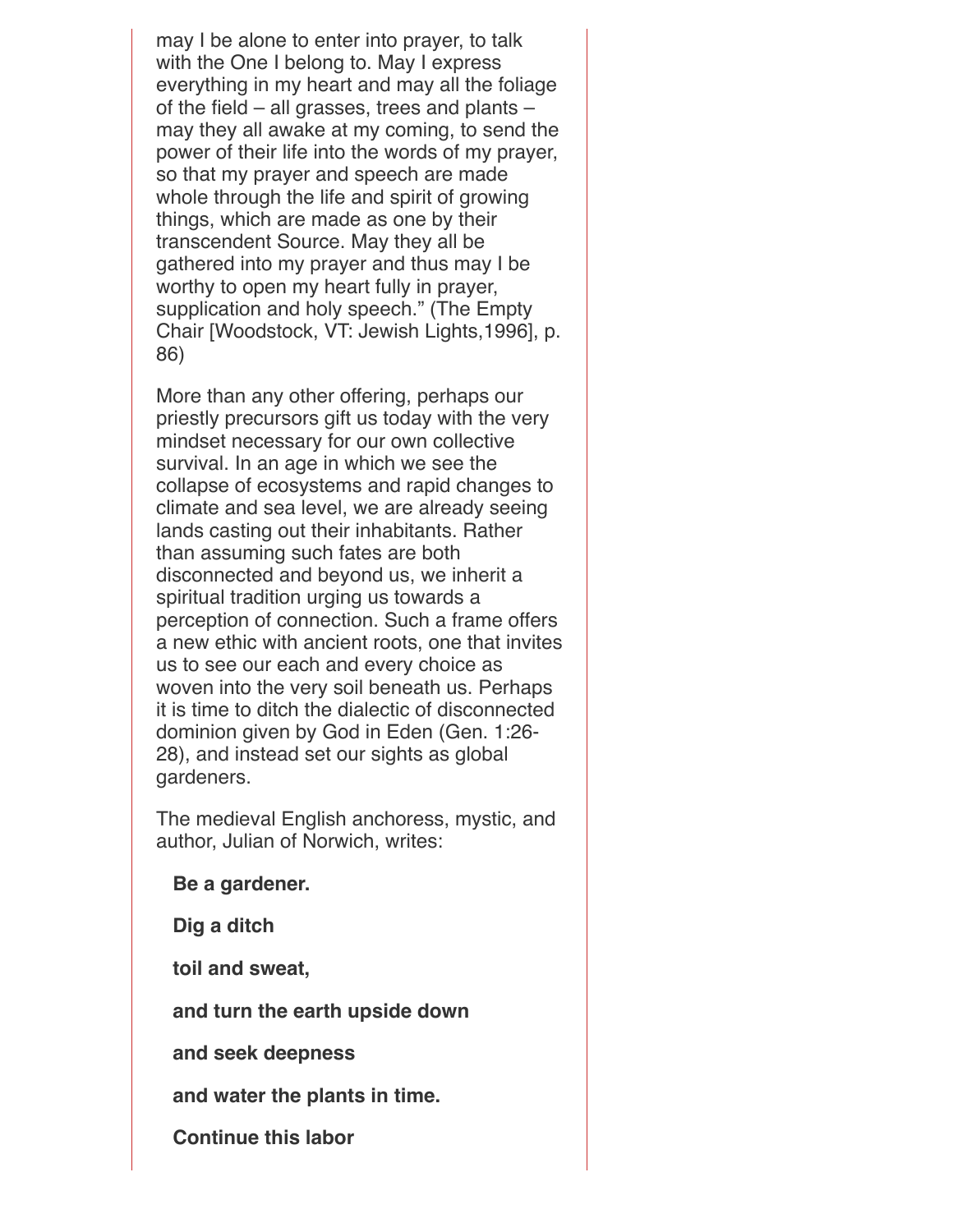may I be alone to enter into prayer, to talk with the One I belong to. May I express everything in my heart and may all the foliage of the field – all grasses, trees and plants – may they all awake at my coming, to send the power of their life into the words of my prayer, so that my prayer and speech are made whole through the life and spirit of growing things, which are made as one by their transcendent Source. May they all be gathered into my prayer and thus may I be worthy to open my heart fully in prayer, supplication and holy speech." (The Empty Chair [Woodstock, VT: Jewish Lights,1996], p. 86)

More than any other offering, perhaps our priestly precursors gift us today with the very mindset necessary for our own collective survival. In an age in which we see the collapse of ecosystems and rapid changes to climate and sea level, we are already seeing lands casting out their inhabitants. Rather than assuming such fates are both disconnected and beyond us, we inherit a spiritual tradition urging us towards a perception of connection. Such a frame offers a new ethic with ancient roots, one that invites us to see our each and every choice as woven into the very soil beneath us. Perhaps it is time to ditch the dialectic of disconnected dominion given by God in Eden (Gen. 1:26-28), and instead set our sights as global gardeners.

The medieval English anchoress, mystic, and author, Julian of Norwich, writes:

**Be a gardener.**

**Dig a ditch**

**toil and sweat,**

**and turn the earth upside down**

**and seek deepness**

**and water the plants in time.**

**Continue this labor**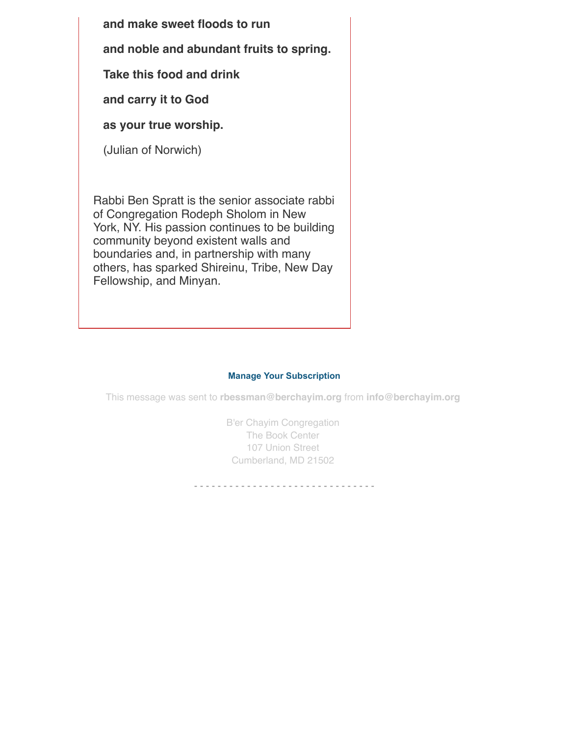**and make sweet floods to run**

**and noble and abundant fruits to spring.**

**Take this food and drink**

**and carry it to God**

**as your true worship.**

(Julian of Norwich)

Rabbi Ben Spratt is the senior associate rabbi of Congregation Rodeph Sholom in New York, NY. His passion continues to be building community beyond existent walls and boundaries and, in partnership with many others, has sparked Shireinu, Tribe, New Day Fellowship, and Minyan.

**Manage Your Subscription**

This message was sent to **rbessman@berchayim.org** from **info@berchayim.org**

B'er Chayim Congregation
The Book Center
107 Union Street
Cumberland, MD 21502